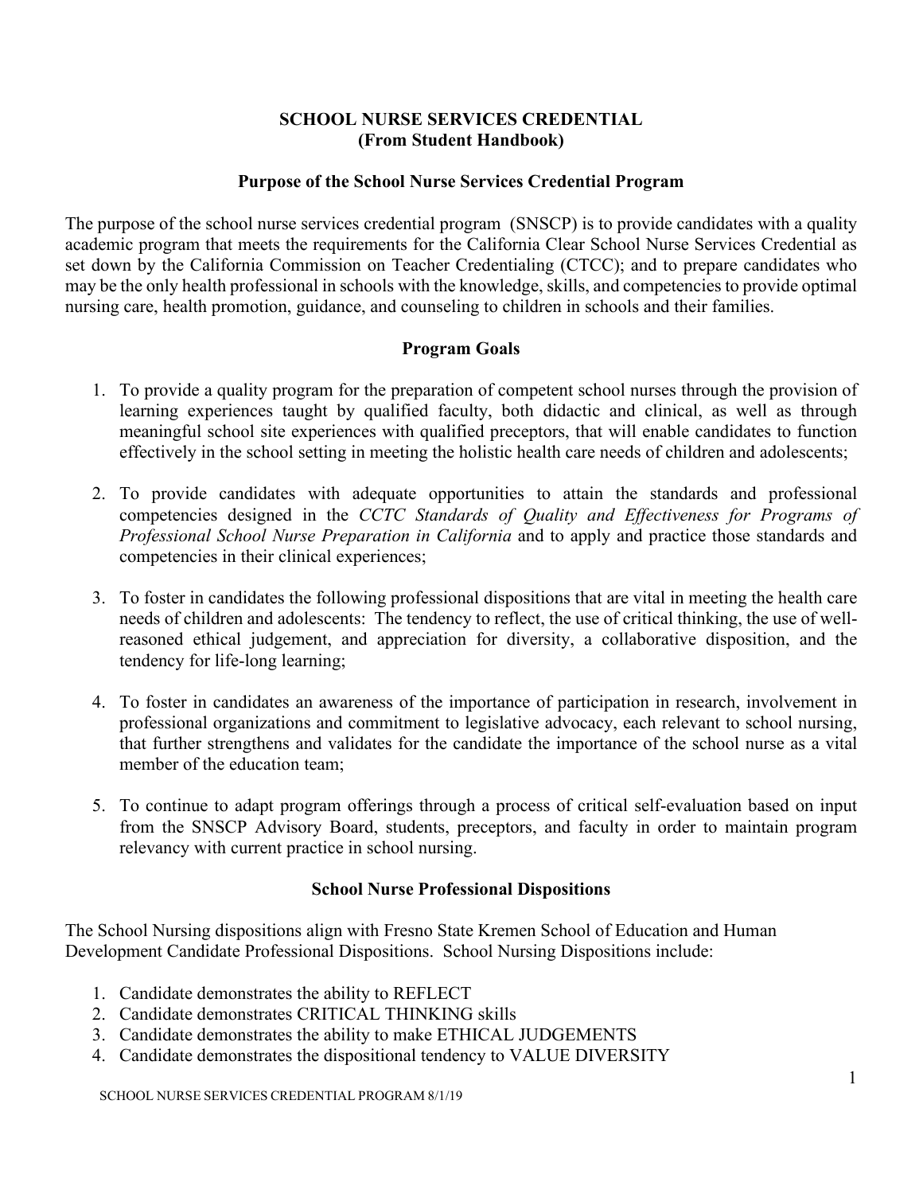# SCHOOL NURSE SERVICES CREDENTIAL
**(From Student Handbook)**

## Purpose of the School Nurse Services Credential Program

The purpose of the school nurse services credential program (SNSCP) is to provide candidates with a quality academic program that meets the requirements for the California Clear School Nurse Services Credential as set down by the California Commission on Teacher Credentialing (CTCC); and to prepare candidates who may be the only health professional in schools with the knowledge, skills, and competencies to provide optimal nursing care, health promotion, guidance, and counseling to children in schools and their families.

## Program Goals

1. To provide a quality program for the preparation of competent school nurses through the provision of learning experiences taught by qualified faculty, both didactic and clinical, as well as through meaningful school site experiences with qualified preceptors, that will enable candidates to function effectively in the school setting in meeting the holistic health care needs of children and adolescents;

2. To provide candidates with adequate opportunities to attain the standards and professional competencies designed in the *CCTC Standards of Quality and Effectiveness for Programs of Professional School Nurse Preparation in California* and to apply and practice those standards and competencies in their clinical experiences;

3. To foster in candidates the following professional dispositions that are vital in meeting the health care needs of children and adolescents: The tendency to reflect, the use of critical thinking, the use of well-reasoned ethical judgement, and appreciation for diversity, a collaborative disposition, and the tendency for life-long learning;

4. To foster in candidates an awareness of the importance of participation in research, involvement in professional organizations and commitment to legislative advocacy, each relevant to school nursing, that further strengthens and validates for the candidate the importance of the school nurse as a vital member of the education team;

5. To continue to adapt program offerings through a process of critical self-evaluation based on input from the SNSCP Advisory Board, students, preceptors, and faculty in order to maintain program relevancy with current practice in school nursing.

## School Nurse Professional Dispositions

The School Nursing dispositions align with Fresno State Kremen School of Education and Human Development Candidate Professional Dispositions. School Nursing Dispositions include:

1. Candidate demonstrates the ability to REFLECT
2. Candidate demonstrates CRITICAL THINKING skills
3. Candidate demonstrates the ability to make ETHICAL JUDGEMENTS
4. Candidate demonstrates the dispositional tendency to VALUE DIVERSITY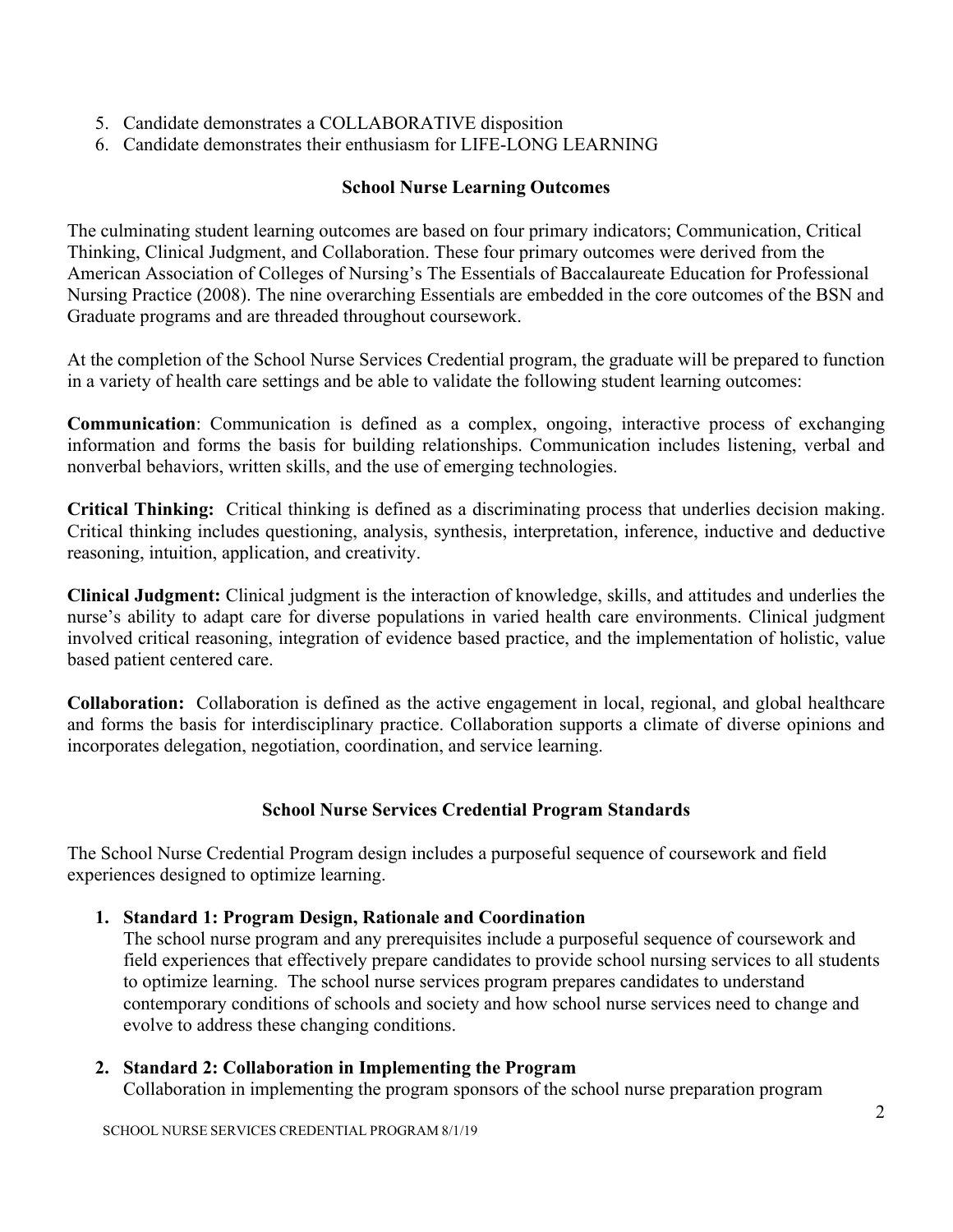5. Candidate demonstrates a COLLABORATIVE disposition
6. Candidate demonstrates their enthusiasm for LIFE-LONG LEARNING

## School Nurse Learning Outcomes

The culminating student learning outcomes are based on four primary indicators; Communication, Critical Thinking, Clinical Judgment, and Collaboration. These four primary outcomes were derived from the American Association of Colleges of Nursing's The Essentials of Baccalaureate Education for Professional Nursing Practice (2008). The nine overarching Essentials are embedded in the core outcomes of the BSN and Graduate programs and are threaded throughout coursework.

At the completion of the School Nurse Services Credential program, the graduate will be prepared to function in a variety of health care settings and be able to validate the following student learning outcomes:

**Communication**: Communication is defined as a complex, ongoing, interactive process of exchanging information and forms the basis for building relationships. Communication includes listening, verbal and nonverbal behaviors, written skills, and the use of emerging technologies.

**Critical Thinking:** Critical thinking is defined as a discriminating process that underlies decision making. Critical thinking includes questioning, analysis, synthesis, interpretation, inference, inductive and deductive reasoning, intuition, application, and creativity.

**Clinical Judgment:** Clinical judgment is the interaction of knowledge, skills, and attitudes and underlies the nurse's ability to adapt care for diverse populations in varied health care environments. Clinical judgment involved critical reasoning, integration of evidence based practice, and the implementation of holistic, value based patient centered care.

**Collaboration:** Collaboration is defined as the active engagement in local, regional, and global healthcare and forms the basis for interdisciplinary practice. Collaboration supports a climate of diverse opinions and incorporates delegation, negotiation, coordination, and service learning.

## School Nurse Services Credential Program Standards

The School Nurse Credential Program design includes a purposeful sequence of coursework and field experiences designed to optimize learning.

1. **Standard 1: Program Design, Rationale and Coordination**
   The school nurse program and any prerequisites include a purposeful sequence of coursework and field experiences that effectively prepare candidates to provide school nursing services to all students to optimize learning. The school nurse services program prepares candidates to understand contemporary conditions of schools and society and how school nurse services need to change and evolve to address these changing conditions.

2. **Standard 2: Collaboration in Implementing the Program**
   Collaboration in implementing the program sponsors of the school nurse preparation program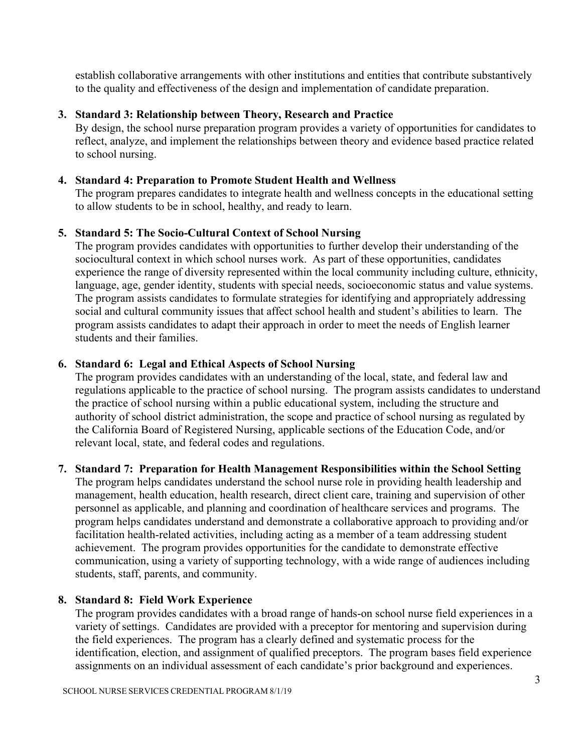establish collaborative arrangements with other institutions and entities that contribute substantively to the quality and effectiveness of the design and implementation of candidate preparation.

3. **Standard 3: Relationship between Theory, Research and Practice**
   By design, the school nurse preparation program provides a variety of opportunities for candidates to reflect, analyze, and implement the relationships between theory and evidence based practice related to school nursing.

4. **Standard 4: Preparation to Promote Student Health and Wellness**
   The program prepares candidates to integrate health and wellness concepts in the educational setting to allow students to be in school, healthy, and ready to learn.

5. **Standard 5: The Socio-Cultural Context of School Nursing**
   The program provides candidates with opportunities to further develop their understanding of the sociocultural context in which school nurses work. As part of these opportunities, candidates experience the range of diversity represented within the local community including culture, ethnicity, language, age, gender identity, students with special needs, socioeconomic status and value systems. The program assists candidates to formulate strategies for identifying and appropriately addressing social and cultural community issues that affect school health and student's abilities to learn. The program assists candidates to adapt their approach in order to meet the needs of English learner students and their families.

6. **Standard 6: Legal and Ethical Aspects of School Nursing**
   The program provides candidates with an understanding of the local, state, and federal law and regulations applicable to the practice of school nursing. The program assists candidates to understand the practice of school nursing within a public educational system, including the structure and authority of school district administration, the scope and practice of school nursing as regulated by the California Board of Registered Nursing, applicable sections of the Education Code, and/or relevant local, state, and federal codes and regulations.

7. **Standard 7: Preparation for Health Management Responsibilities within the School Setting**
   The program helps candidates understand the school nurse role in providing health leadership and management, health education, health research, direct client care, training and supervision of other personnel as applicable, and planning and coordination of healthcare services and programs. The program helps candidates understand and demonstrate a collaborative approach to providing and/or facilitation health-related activities, including acting as a member of a team addressing student achievement. The program provides opportunities for the candidate to demonstrate effective communication, using a variety of supporting technology, with a wide range of audiences including students, staff, parents, and community.

8. **Standard 8: Field Work Experience**
   The program provides candidates with a broad range of hands-on school nurse field experiences in a variety of settings. Candidates are provided with a preceptor for mentoring and supervision during the field experiences. The program has a clearly defined and systematic process for the identification, election, and assignment of qualified preceptors. The program bases field experience assignments on an individual assessment of each candidate's prior background and experiences.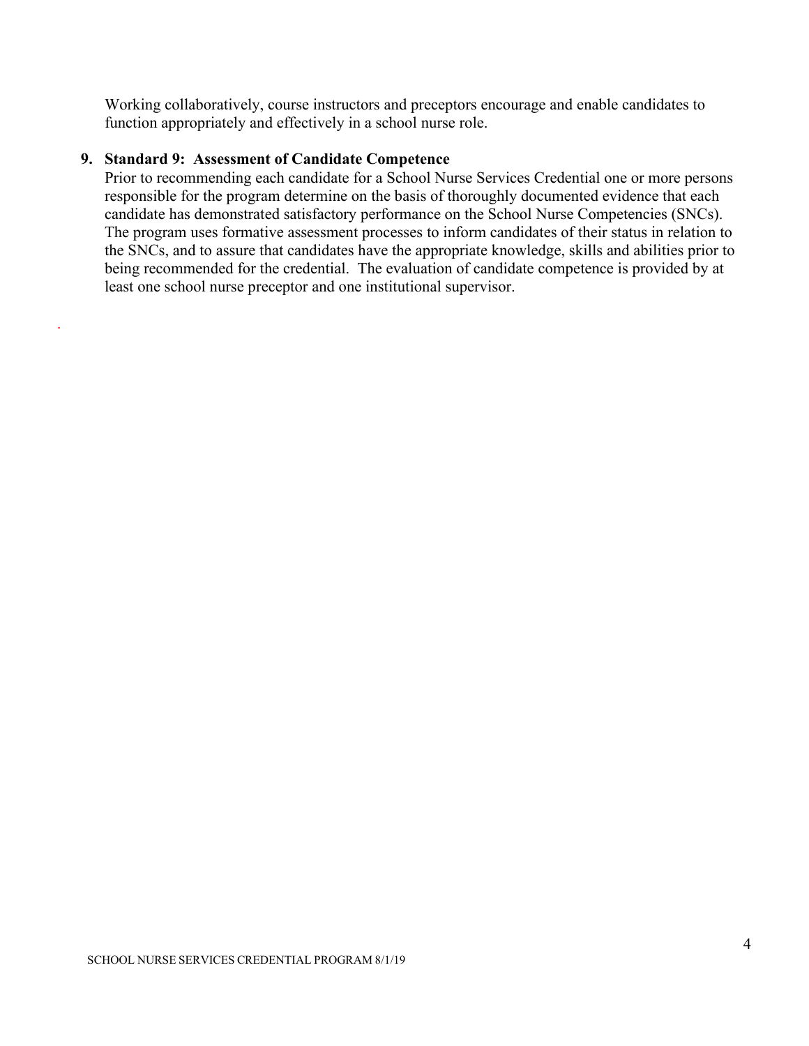Working collaboratively, course instructors and preceptors encourage and enable candidates to function appropriately and effectively in a school nurse role.

9. **Standard 9: Assessment of Candidate Competence**
   Prior to recommending each candidate for a School Nurse Services Credential one or more persons responsible for the program determine on the basis of thoroughly documented evidence that each candidate has demonstrated satisfactory performance on the School Nurse Competencies (SNCs). The program uses formative assessment processes to inform candidates of their status in relation to the SNCs, and to assure that candidates have the appropriate knowledge, skills and abilities prior to being recommended for the credential. The evaluation of candidate competence is provided by at least one school nurse preceptor and one institutional supervisor.